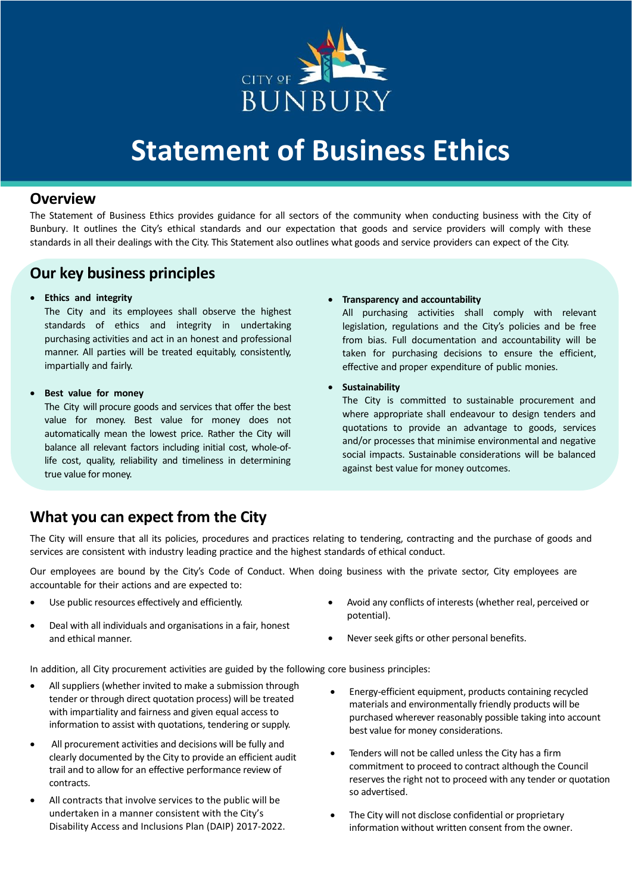CITY OF BUNBURY

# Statement of Business Ethics

## Overview

The Statement of Business Ethics provides guidance for all sectors of the community when conducting business with the City of Bunbury. It outlines the City's ethical standards and our expectation that goods and service providers will comply with these standards in all their dealings with the City. This Statement also outlines what goods and service providers can expect of the City.

## Our key business principles

- **Ethics and integrity**
  The City and its employees shall observe the highest standards of ethics and integrity in undertaking purchasing activities and act in an honest and professional manner. All parties will be treated equitably, consistently, impartially and fairly.

- **Best value for money**
  The City will procure goods and services that offer the best value for money. Best value for money does not automatically mean the lowest price. Rather the City will balance all relevant factors including initial cost, whole-of-life cost, quality, reliability and timeliness in determining true value for money.

- **Transparency and accountability**
  All purchasing activities shall comply with relevant legislation, regulations and the City's policies and be free from bias. Full documentation and accountability will be taken for purchasing decisions to ensure the efficient, effective and proper expenditure of public monies.

- **Sustainability**
  The City is committed to sustainable procurement and where appropriate shall endeavour to design tenders and quotations to provide an advantage to goods, services and/or processes that minimise environmental and negative social impacts. Sustainable considerations will be balanced against best value for money outcomes.

## What you can expect from the City

The City will ensure that all its policies, procedures and practices relating to tendering, contracting and the purchase of goods and services are consistent with industry leading practice and the highest standards of ethical conduct.

Our employees are bound by the City's Code of Conduct. When doing business with the private sector, City employees are accountable for their actions and are expected to:

- Use public resources effectively and efficiently.
- Deal with all individuals and organisations in a fair, honest and ethical manner.
- Avoid any conflicts of interests (whether real, perceived or potential).
- Never seek gifts or other personal benefits.

In addition, all City procurement activities are guided by the following core business principles:

- All suppliers (whether invited to make a submission through tender or through direct quotation process) will be treated with impartiality and fairness and given equal access to information to assist with quotations, tendering or supply.
- All procurement activities and decisions will be fully and clearly documented by the City to provide an efficient audit trail and to allow for an effective performance review of contracts.
- All contracts that involve services to the public will be undertaken in a manner consistent with the City's Disability Access and Inclusions Plan (DAIP) 2017-2022.
- Energy-efficient equipment, products containing recycled materials and environmentally friendly products will be purchased wherever reasonably possible taking into account best value for money considerations.
- Tenders will not be called unless the City has a firm commitment to proceed to contract although the Council reserves the right not to proceed with any tender or quotation so advertised.
- The City will not disclose confidential or proprietary information without written consent from the owner.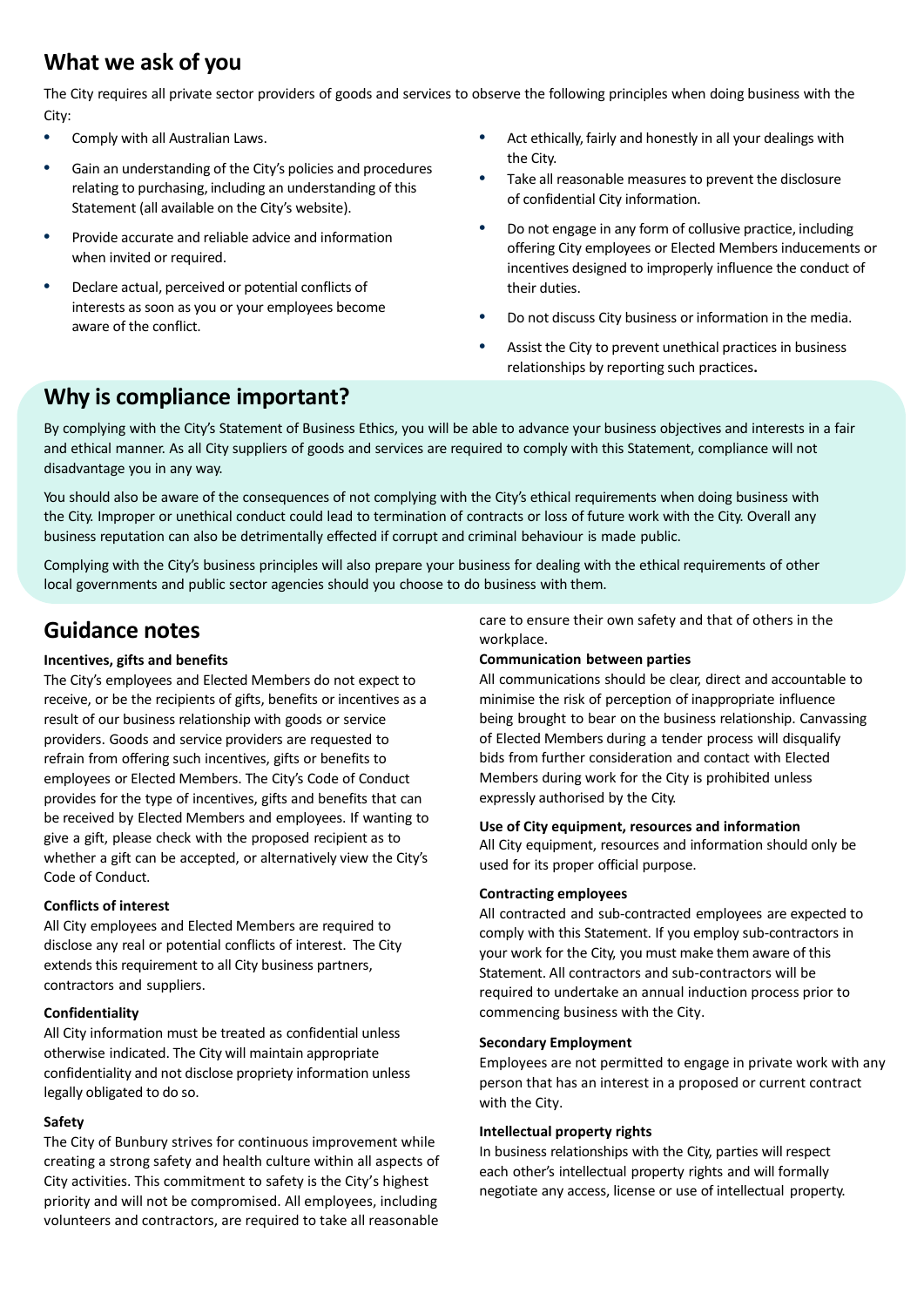## What we ask of you

The City requires all private sector providers of goods and services to observe the following principles when doing business with the City:

- Comply with all Australian Laws.
- Gain an understanding of the City's policies and procedures relating to purchasing, including an understanding of this Statement (all available on the City's website).
- Provide accurate and reliable advice and information when invited or required.
- Declare actual, perceived or potential conflicts of interests as soon as you or your employees become aware of the conflict.
- Act ethically, fairly and honestly in all your dealings with the City.
- Take all reasonable measures to prevent the disclosure of confidential City information.
- Do not engage in any form of collusive practice, including offering City employees or Elected Members inducements or incentives designed to improperly influence the conduct of their duties.
- Do not discuss City business or information in the media.
- Assist the City to prevent unethical practices in business relationships by reporting such practices.

## Why is compliance important?

By complying with the City's Statement of Business Ethics, you will be able to advance your business objectives and interests in a fair and ethical manner. As all City suppliers of goods and services are required to comply with this Statement, compliance will not disadvantage you in any way.

You should also be aware of the consequences of not complying with the City's ethical requirements when doing business with the City. Improper or unethical conduct could lead to termination of contracts or loss of future work with the City. Overall any business reputation can also be detrimentally effected if corrupt and criminal behaviour is made public.

Complying with the City's business principles will also prepare your business for dealing with the ethical requirements of other local governments and public sector agencies should you choose to do business with them.

## Guidance notes

**Incentives, gifts and benefits**

The City's employees and Elected Members do not expect to receive, or be the recipients of gifts, benefits or incentives as a result of our business relationship with goods or service providers. Goods and service providers are requested to refrain from offering such incentives, gifts or benefits to employees or Elected Members. The City's Code of Conduct provides for the type of incentives, gifts and benefits that can be received by Elected Members and employees. If wanting to give a gift, please check with the proposed recipient as to whether a gift can be accepted, or alternatively view the City's Code of Conduct.

**Conflicts of interest**

All City employees and Elected Members are required to disclose any real or potential conflicts of interest. The City extends this requirement to all City business partners, contractors and suppliers.

**Confidentiality**

All City information must be treated as confidential unless otherwise indicated. The City will maintain appropriate confidentiality and not disclose propriety information unless legally obligated to do so.

**Safety**

The City of Bunbury strives for continuous improvement while creating a strong safety and health culture within all aspects of City activities. This commitment to safety is the City's highest priority and will not be compromised. All employees, including volunteers and contractors, are required to take all reasonable care to ensure their own safety and that of others in the workplace.

**Communication between parties**

All communications should be clear, direct and accountable to minimise the risk of perception of inappropriate influence being brought to bear on the business relationship. Canvassing of Elected Members during a tender process will disqualify bids from further consideration and contact with Elected Members during work for the City is prohibited unless expressly authorised by the City.

**Use of City equipment, resources and information**

All City equipment, resources and information should only be used for its proper official purpose.

**Contracting employees**

All contracted and sub-contracted employees are expected to comply with this Statement. If you employ sub-contractors in your work for the City, you must make them aware of this Statement. All contractors and sub-contractors will be required to undertake an annual induction process prior to commencing business with the City.

**Secondary Employment**

Employees are not permitted to engage in private work with any person that has an interest in a proposed or current contract with the City.

**Intellectual property rights**

In business relationships with the City, parties will respect each other's intellectual property rights and will formally negotiate any access, license or use of intellectual property.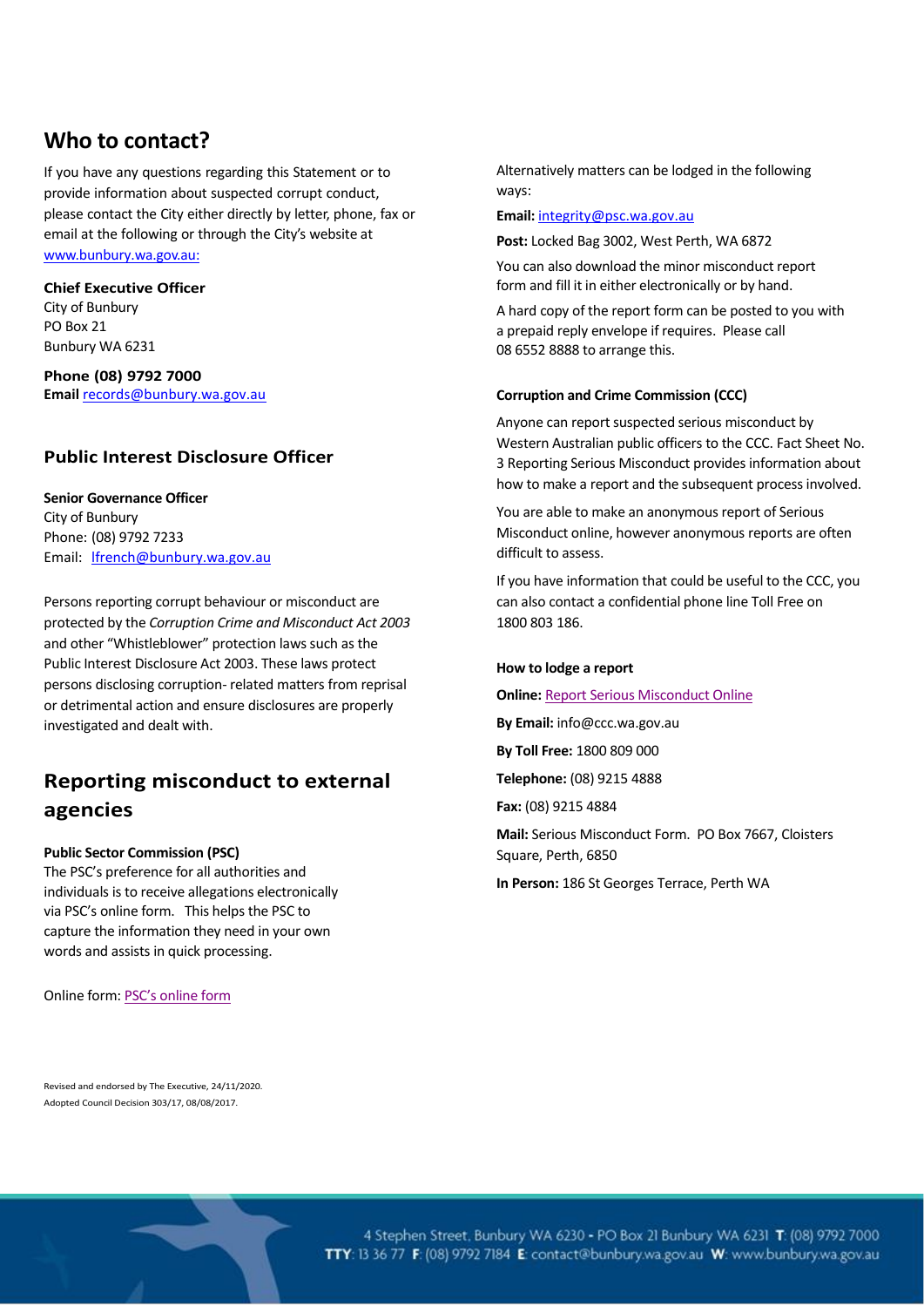## Who to contact?

If you have any questions regarding this Statement or to provide information about suspected corrupt conduct, please contact the City either directly by letter, phone, fax or email at the following or through the City's website at www.bunbury.wa.gov.au:

**Chief Executive Officer**
City of Bunbury
PO Box 21
Bunbury WA 6231

**Phone (08) 9792 7000**
**Email** records@bunbury.wa.gov.au

### Public Interest Disclosure Officer

**Senior Governance Officer**
City of Bunbury
Phone: (08) 9792 7233
Email: lfrench@bunbury.wa.gov.au

Persons reporting corrupt behaviour or misconduct are protected by the *Corruption Crime and Misconduct Act 2003* and other "Whistleblower" protection laws such as the Public Interest Disclosure Act 2003. These laws protect persons disclosing corruption- related matters from reprisal or detrimental action and ensure disclosures are properly investigated and dealt with.

## Reporting misconduct to external agencies

**Public Sector Commission (PSC)**
The PSC's preference for all authorities and individuals is to receive allegations electronically via PSC's online form. This helps the PSC to capture the information they need in your own words and assists in quick processing.

Online form: PSC's online form

Alternatively matters can be lodged in the following ways:

**Email:** integrity@psc.wa.gov.au

**Post:** Locked Bag 3002, West Perth, WA 6872

You can also download the minor misconduct report form and fill it in either electronically or by hand.

A hard copy of the report form can be posted to you with a prepaid reply envelope if requires. Please call 08 6552 8888 to arrange this.

**Corruption and Crime Commission (CCC)**

Anyone can report suspected serious misconduct by Western Australian public officers to the CCC. Fact Sheet No. 3 Reporting Serious Misconduct provides information about how to make a report and the subsequent process involved.

You are able to make an anonymous report of Serious Misconduct online, however anonymous reports are often difficult to assess.

If you have information that could be useful to the CCC, you can also contact a confidential phone line Toll Free on 1800 803 186.

**How to lodge a report**

**Online:** Report Serious Misconduct Online

**By Email:** info@ccc.wa.gov.au

**By Toll Free:** 1800 809 000

**Telephone:** (08) 9215 4888

**Fax:** (08) 9215 4884

**Mail:** Serious Misconduct Form. PO Box 7667, Cloisters Square, Perth, 6850

**In Person:** 186 St Georges Terrace, Perth WA

Revised and endorsed by The Executive, 24/11/2020.
Adopted Council Decision 303/17, 08/08/2017.

4 Stephen Street, Bunbury WA 6230 - PO Box 21 Bunbury WA 6231 **T**: (08) 9792 7000
**TTY**: 13 36 77 **F**: (08) 9792 7184 **E**: contact@bunbury.wa.gov.au **W**: www.bunbury.wa.gov.au